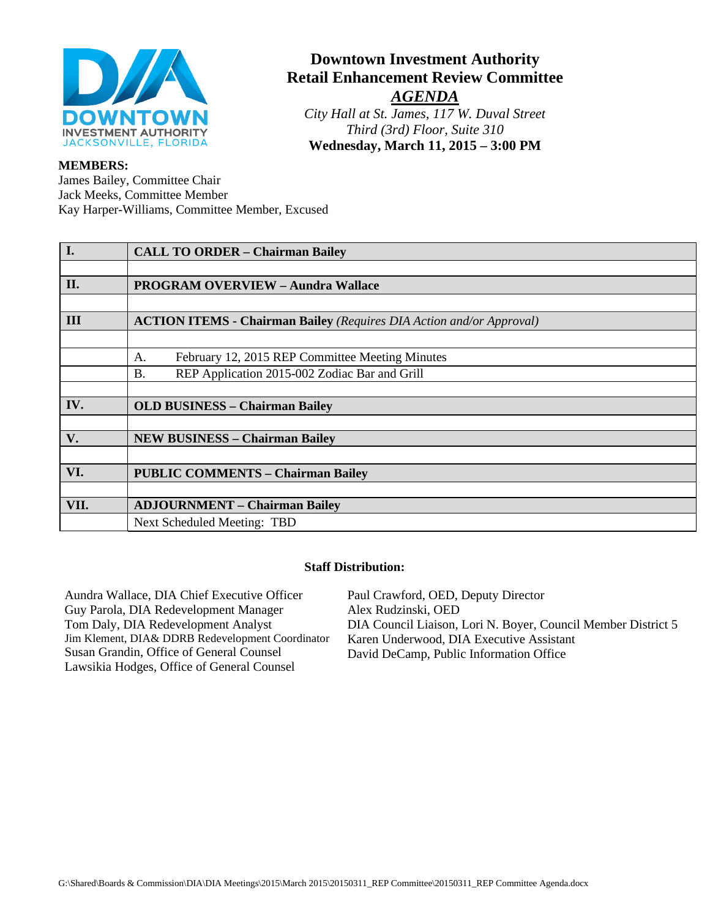# Downtown Investment Authority
## Retail Enhancement Review Committee
### *AGENDA*

*City Hall at St. James, 117 W. Duval Street*
*Third (3rd) Floor, Suite 310*
**Wednesday, March 11, 2015 – 3:00 PM**

**MEMBERS:**
James Bailey, Committee Chair
Jack Meeks, Committee Member
Kay Harper-Williams, Committee Member, Excused

| | |
|---|---|
| **I.** | **CALL TO ORDER – Chairman Bailey** |
| | |
| **II.** | **PROGRAM OVERVIEW – Aundra Wallace** |
| | |
| **III** | **ACTION ITEMS - Chairman Bailey** *(Requires DIA Action and/or Approval)* |
| | |
| | A. February 12, 2015 REP Committee Meeting Minutes |
| | B. REP Application 2015-002 Zodiac Bar and Grill |
| | |
| **IV.** | **OLD BUSINESS – Chairman Bailey** |
| | |
| **V.** | **NEW BUSINESS – Chairman Bailey** |
| | |
| **VI.** | **PUBLIC COMMENTS – Chairman Bailey** |
| | |
| **VII.** | **ADJOURNMENT – Chairman Bailey** |
| | Next Scheduled Meeting: TBD |

**Staff Distribution:**

Aundra Wallace, DIA Chief Executive Officer
Guy Parola, DIA Redevelopment Manager
Tom Daly, DIA Redevelopment Analyst
Jim Klement, DIA& DDRB Redevelopment Coordinator
Susan Grandin, Office of General Counsel
Lawsikia Hodges, Office of General Counsel
Paul Crawford, OED, Deputy Director
Alex Rudzinski, OED
DIA Council Liaison, Lori N. Boyer, Council Member District 5
Karen Underwood, DIA Executive Assistant
David DeCamp, Public Information Office

G:\Shared\Boards & Commission\DIA\DIA Meetings\2015\March 2015\20150311_REP Committee\20150311_REP Committee Agenda.docx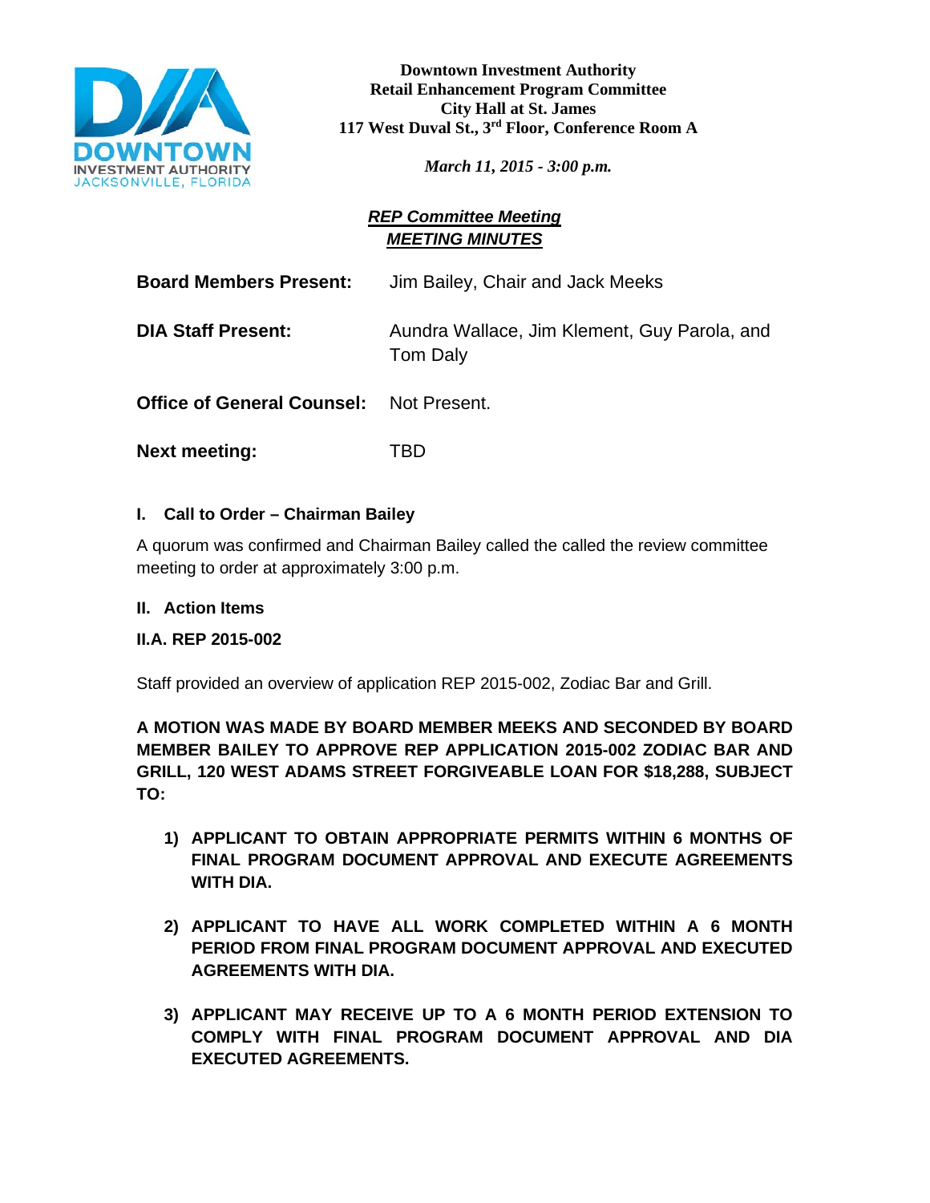**Downtown Investment Authority**
**Retail Enhancement Program Committee**
**City Hall at St. James**
**117 West Duval St., 3rd Floor, Conference Room A**

***March 11, 2015 - 3:00 p.m.***

***REP Committee Meeting***
***MEETING MINUTES***

**Board Members Present:** Jim Bailey, Chair and Jack Meeks

**DIA Staff Present:** Aundra Wallace, Jim Klement, Guy Parola, and Tom Daly

**Office of General Counsel:** Not Present.

**Next meeting:** TBD

### I. Call to Order – Chairman Bailey

A quorum was confirmed and Chairman Bailey called the called the review committee meeting to order at approximately 3:00 p.m.

### II. Action Items

### II.A. REP 2015-002

Staff provided an overview of application REP 2015-002, Zodiac Bar and Grill.

**A MOTION WAS MADE BY BOARD MEMBER MEEKS AND SECONDED BY BOARD MEMBER BAILEY TO APPROVE REP APPLICATION 2015-002 ZODIAC BAR AND GRILL, 120 WEST ADAMS STREET FORGIVEABLE LOAN FOR $18,288, SUBJECT TO:**

1) **APPLICANT TO OBTAIN APPROPRIATE PERMITS WITHIN 6 MONTHS OF FINAL PROGRAM DOCUMENT APPROVAL AND EXECUTE AGREEMENTS WITH DIA.**

2) **APPLICANT TO HAVE ALL WORK COMPLETED WITHIN A 6 MONTH PERIOD FROM FINAL PROGRAM DOCUMENT APPROVAL AND EXECUTED AGREEMENTS WITH DIA.**

3) **APPLICANT MAY RECEIVE UP TO A 6 MONTH PERIOD EXTENSION TO COMPLY WITH FINAL PROGRAM DOCUMENT APPROVAL AND DIA EXECUTED AGREEMENTS.**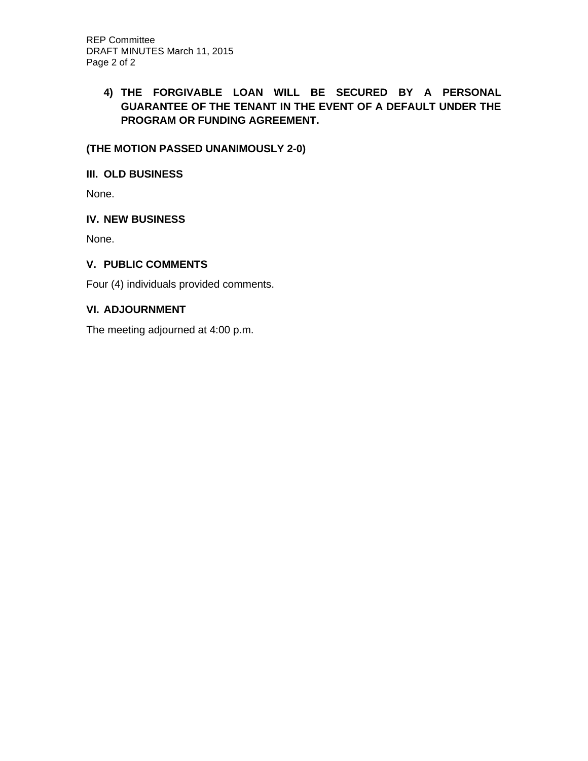4) **THE FORGIVABLE LOAN WILL BE SECURED BY A PERSONAL GUARANTEE OF THE TENANT IN THE EVENT OF A DEFAULT UNDER THE PROGRAM OR FUNDING AGREEMENT.**

**(THE MOTION PASSED UNANIMOUSLY 2-0)**

## III. OLD BUSINESS

None.

## IV. NEW BUSINESS

None.

## V. PUBLIC COMMENTS

Four (4) individuals provided comments.

## VI. ADJOURNMENT

The meeting adjourned at 4:00 p.m.